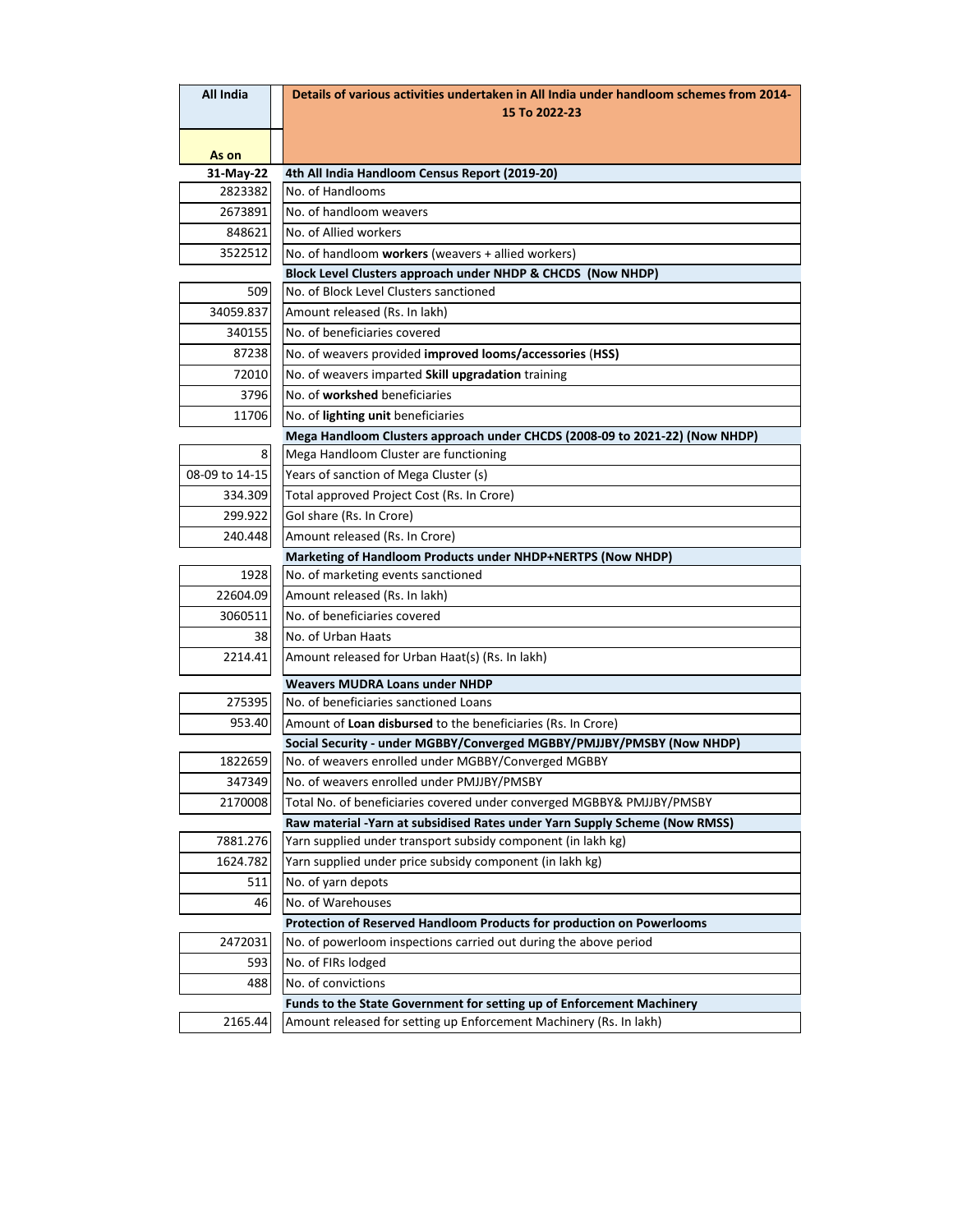| All India | Details of various activities undertaken in All India under handloom schemes from 2014-15 To 2022-23 |
|---|---|
| **As on** | |
| **31-May-22** | **4th All India Handloom Census Report (2019-20)** |
| 2823382 | No. of Handlooms |
| 2673891 | No. of handloom weavers |
| 848621 | No. of Allied workers |
| 3522512 | No. of handloom **workers** (weavers + allied workers) |
| | **Block Level Clusters approach under NHDP & CHCDS (Now NHDP)** |
| 509 | No. of Block Level Clusters sanctioned |
| 34059.837 | Amount released (Rs. In lakh) |
| 340155 | No. of beneficiaries covered |
| 87238 | No. of weavers provided **improved looms/accessories** (**HSS**) |
| 72010 | No. of weavers imparted **Skill upgradation** training |
| 3796 | No. of **workshed** beneficiaries |
| 11706 | No. of **lighting unit** beneficiaries |
| | **Mega Handloom Clusters approach under CHCDS (2008-09 to 2021-22) (Now NHDP)** |
| 8 | Mega Handloom Cluster are functioning |
| 08-09 to 14-15 | Years of sanction of Mega Cluster (s) |
| 334.309 | Total approved Project Cost (Rs. In Crore) |
| 299.922 | GoI share (Rs. In Crore) |
| 240.448 | Amount released (Rs. In Crore) |
| | **Marketing of Handloom Products under NHDP+NERTPS (Now NHDP)** |
| 1928 | No. of marketing events sanctioned |
| 22604.09 | Amount released (Rs. In lakh) |
| 3060511 | No. of beneficiaries covered |
| 38 | No. of Urban Haats |
| 2214.41 | Amount released for Urban Haat(s) (Rs. In lakh) |
| | **Weavers MUDRA Loans under NHDP** |
| 275395 | No. of beneficiaries sanctioned Loans |
| 953.40 | Amount of **Loan disbursed** to the beneficiaries (Rs. In Crore) |
| | **Social Security - under MGBBY/Converged MGBBY/PMJJBY/PMSBY (Now NHDP)** |
| 1822659 | No. of weavers enrolled under MGBBY/Converged MGBBY |
| 347349 | No. of weavers enrolled under PMJJBY/PMSBY |
| 2170008 | Total No. of beneficiaries covered under converged MGBBY& PMJJBY/PMSBY |
| | **Raw material -Yarn at subsidised Rates under Yarn Supply Scheme (Now RMSS)** |
| 7881.276 | Yarn supplied under transport subsidy component (in lakh kg) |
| 1624.782 | Yarn supplied under price subsidy component (in lakh kg) |
| 511 | No. of yarn depots |
| 46 | No. of Warehouses |
| | **Protection of Reserved Handloom Products for production on Powerlooms** |
| 2472031 | No. of powerloom inspections carried out during the above period |
| 593 | No. of FIRs lodged |
| 488 | No. of convictions |
| | **Funds to the State Government for setting up of Enforcement Machinery** |
| 2165.44 | Amount released for setting up Enforcement Machinery (Rs. In lakh) |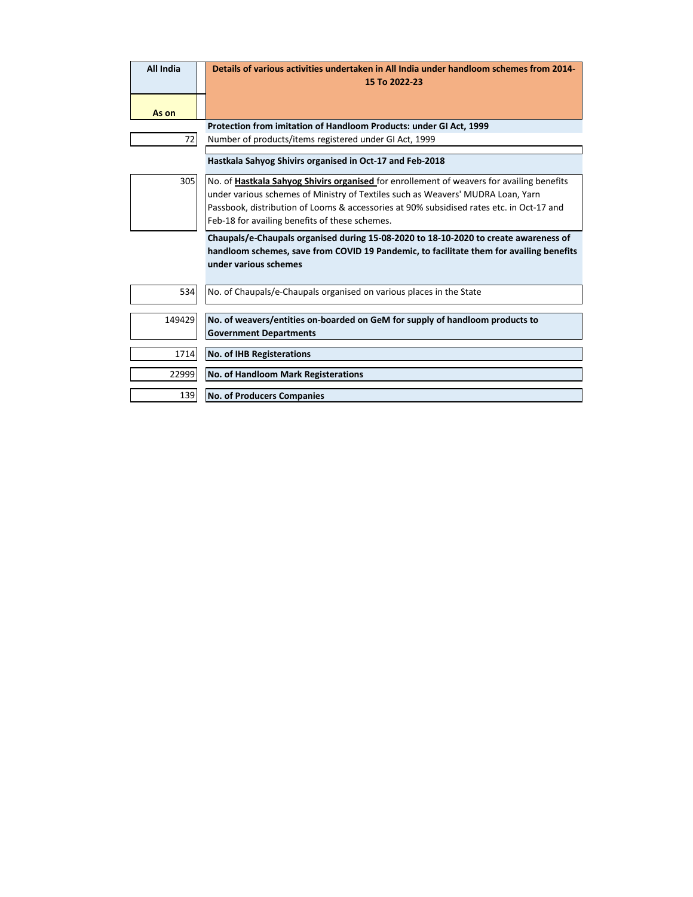| All India | Details of various activities undertaken in All India under handloom schemes from 2014-15 To 2022-23 |
| --- | --- |
| As on | |
| | **Protection from imitation of Handloom Products: under GI Act, 1999** |
| 72 | Number of products/items registered under GI Act, 1999 |
| | **Hastkala Sahyog Shivirs organised in Oct-17 and Feb-2018** |
| 305 | No. of **Hastkala Sahyog Shivirs organised** for enrollement of weavers for availing benefits under various schemes of Ministry of Textiles such as Weavers' MUDRA Loan, Yarn Passbook, distribution of Looms & accessories at 90% subsidised rates etc. in Oct-17 and Feb-18 for availing benefits of these schemes. |
| | **Chaupals/e-Chaupals organised during 15-08-2020 to 18-10-2020 to create awareness of handloom schemes, save from COVID 19 Pandemic, to facilitate them for availing benefits under various schemes** |
| 534 | No. of Chaupals/e-Chaupals organised on various places in the State |
| 149429 | **No. of weavers/entities on-boarded on GeM for supply of handloom products to Government Departments** |
| 1714 | **No. of IHB Registerations** |
| 22999 | **No. of Handloom Mark Registerations** |
| 139 | **No. of Producers Companies** |